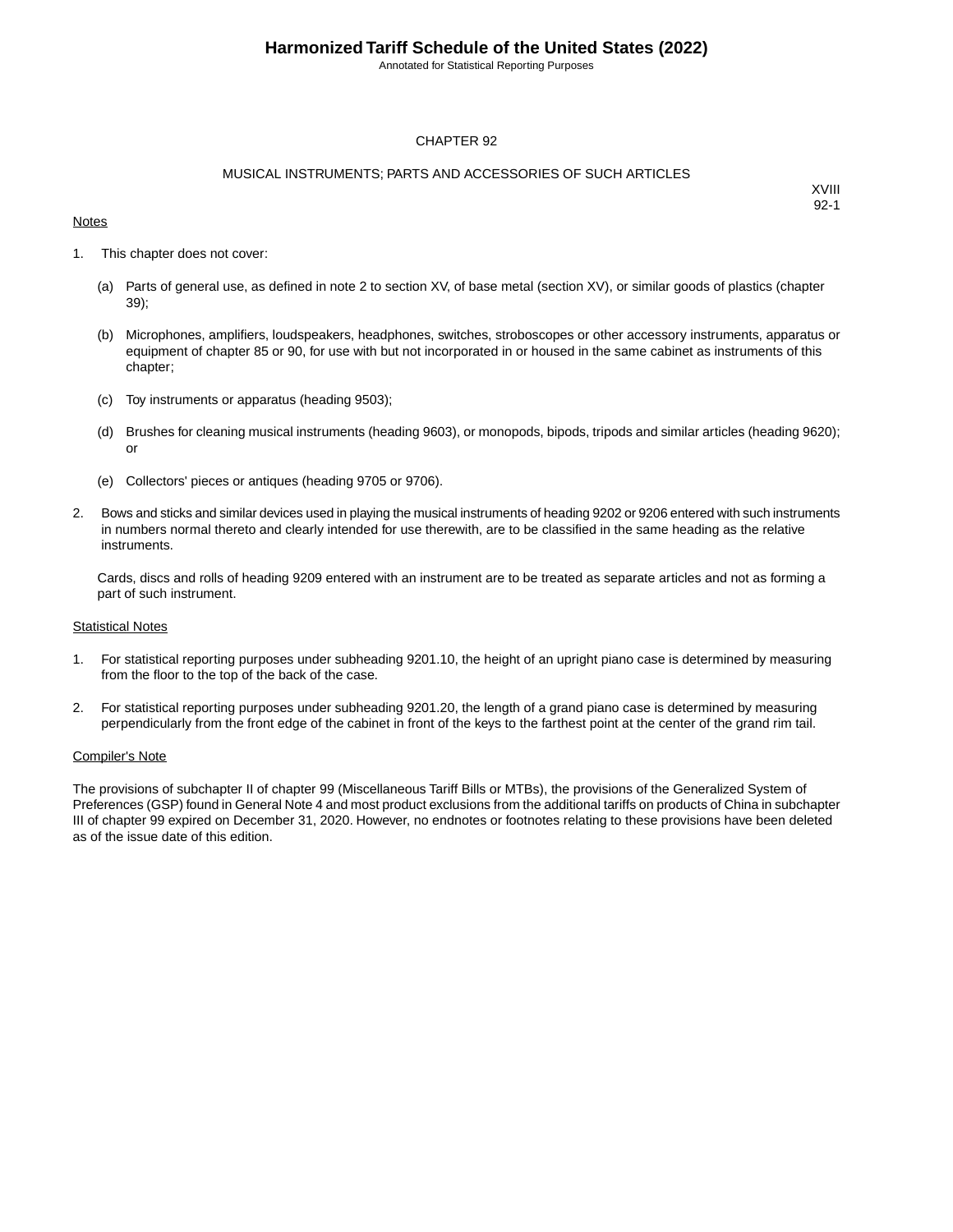# CHAPTER 92

## MUSICAL INSTRUMENTS; PARTS AND ACCESSORIES OF SUCH ARTICLES

XVIII
92-1

Notes

1. This chapter does not cover:

   (a) Parts of general use, as defined in note 2 to section XV, of base metal (section XV), or similar goods of plastics (chapter 39);

   (b) Microphones, amplifiers, loudspeakers, headphones, switches, stroboscopes or other accessory instruments, apparatus or equipment of chapter 85 or 90, for use with but not incorporated in or housed in the same cabinet as instruments of this chapter;

   (c) Toy instruments or apparatus (heading 9503);

   (d) Brushes for cleaning musical instruments (heading 9603), or monopods, bipods, tripods and similar articles (heading 9620); or

   (e) Collectors' pieces or antiques (heading 9705 or 9706).

2. Bows and sticks and similar devices used in playing the musical instruments of heading 9202 or 9206 entered with such instruments in numbers normal thereto and clearly intended for use therewith, are to be classified in the same heading as the relative instruments.

   Cards, discs and rolls of heading 9209 entered with an instrument are to be treated as separate articles and not as forming a part of such instrument.

Statistical Notes

1. For statistical reporting purposes under subheading 9201.10, the height of an upright piano case is determined by measuring from the floor to the top of the back of the case.

2. For statistical reporting purposes under subheading 9201.20, the length of a grand piano case is determined by measuring perpendicularly from the front edge of the cabinet in front of the keys to the farthest point at the center of the grand rim tail.

Compiler's Note

The provisions of subchapter II of chapter 99 (Miscellaneous Tariff Bills or MTBs), the provisions of the Generalized System of Preferences (GSP) found in General Note 4 and most product exclusions from the additional tariffs on products of China in subchapter III of chapter 99 expired on December 31, 2020. However, no endnotes or footnotes relating to these provisions have been deleted as of the issue date of this edition.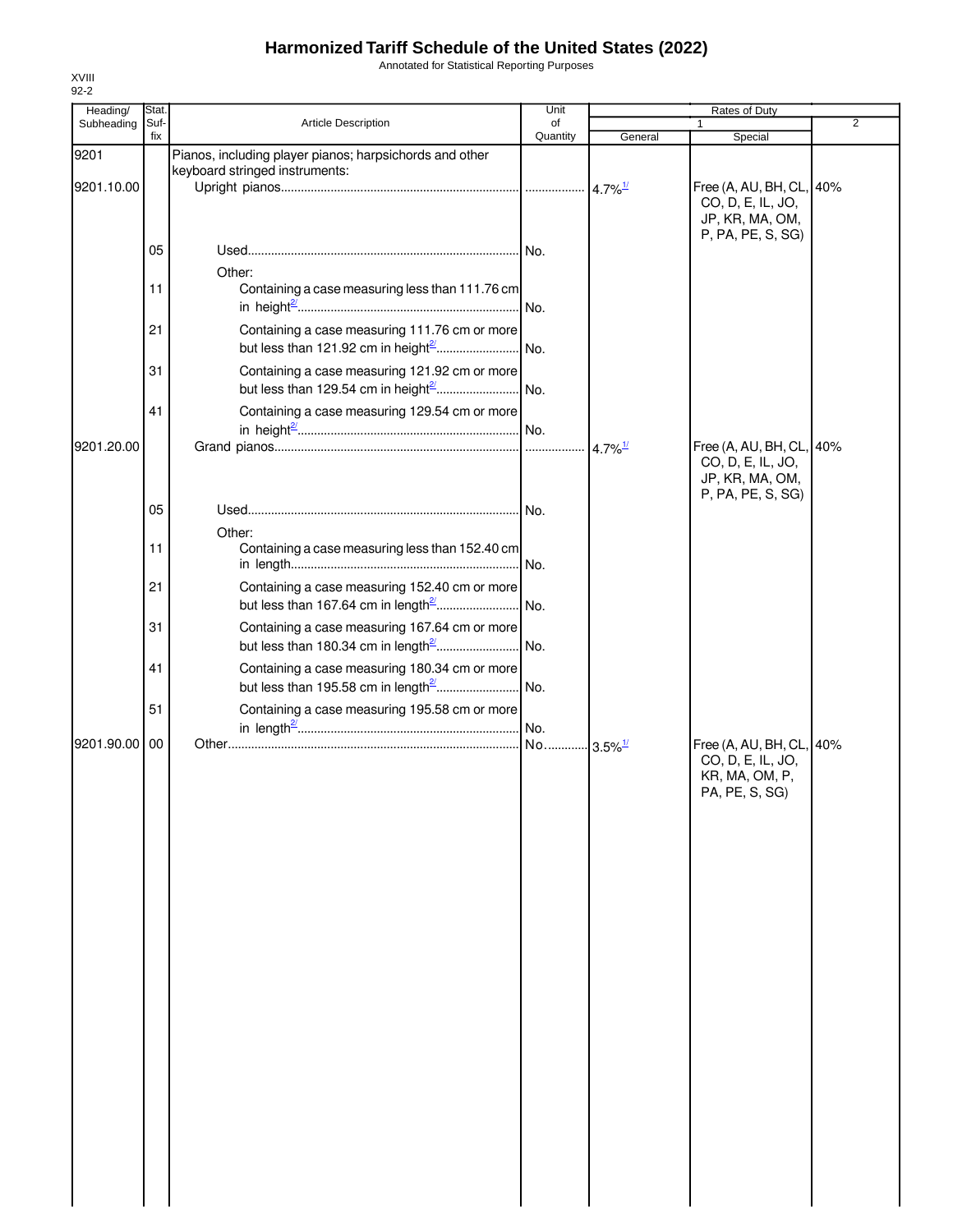# Harmonized Tariff Schedule of the United States (2022)

Annotated for Statistical Reporting Purposes

XVIII
92-2

| Heading/ Subheading | Stat. Suf-fix | Article Description | Unit of Quantity | Rates of Duty 1 General | Special | 2 |
|---|---|---|---|---|---|---|
| 9201 | | Pianos, including player pianos; harpsichords and other keyboard stringed instruments: | | | | |
| 9201.10.00 | | Upright pianos | | 4.7%[1/] | Free (A, AU, BH, CL, CO, D, E, IL, JO, JP, KR, MA, OM, P, PA, PE, S, SG) | 40% |
| | 05 | Used | No. | | | |
| | | Other: | | | | |
| | 11 | Containing a case measuring less than 111.76 cm in height[2/] | No. | | | |
| | 21 | Containing a case measuring 111.76 cm or more but less than 121.92 cm in height[2/] | No. | | | |
| | 31 | Containing a case measuring 121.92 cm or more but less than 129.54 cm in height[2/] | No. | | | |
| | 41 | Containing a case measuring 129.54 cm or more in height[2/] | No. | | | |
| 9201.20.00 | | Grand pianos | | 4.7%[1/] | Free (A, AU, BH, CL, CO, D, E, IL, JO, JP, KR, MA, OM, P, PA, PE, S, SG) | 40% |
| | 05 | Used | No. | | | |
| | | Other: | | | | |
| | 11 | Containing a case measuring less than 152.40 cm in length | No. | | | |
| | 21 | Containing a case measuring 152.40 cm or more but less than 167.64 cm in length[2/] | No. | | | |
| | 31 | Containing a case measuring 167.64 cm or more but less than 180.34 cm in length[2/] | No. | | | |
| | 41 | Containing a case measuring 180.34 cm or more but less than 195.58 cm in length[2/] | No. | | | |
| | 51 | Containing a case measuring 195.58 cm or more in length[2/] | No. | | | |
| 9201.90.00 | 00 | Other | No. | 3.5%[1/] | Free (A, AU, BH, CL, CO, D, E, IL, JO, KR, MA, OM, P, PA, PE, S, SG) | 40% |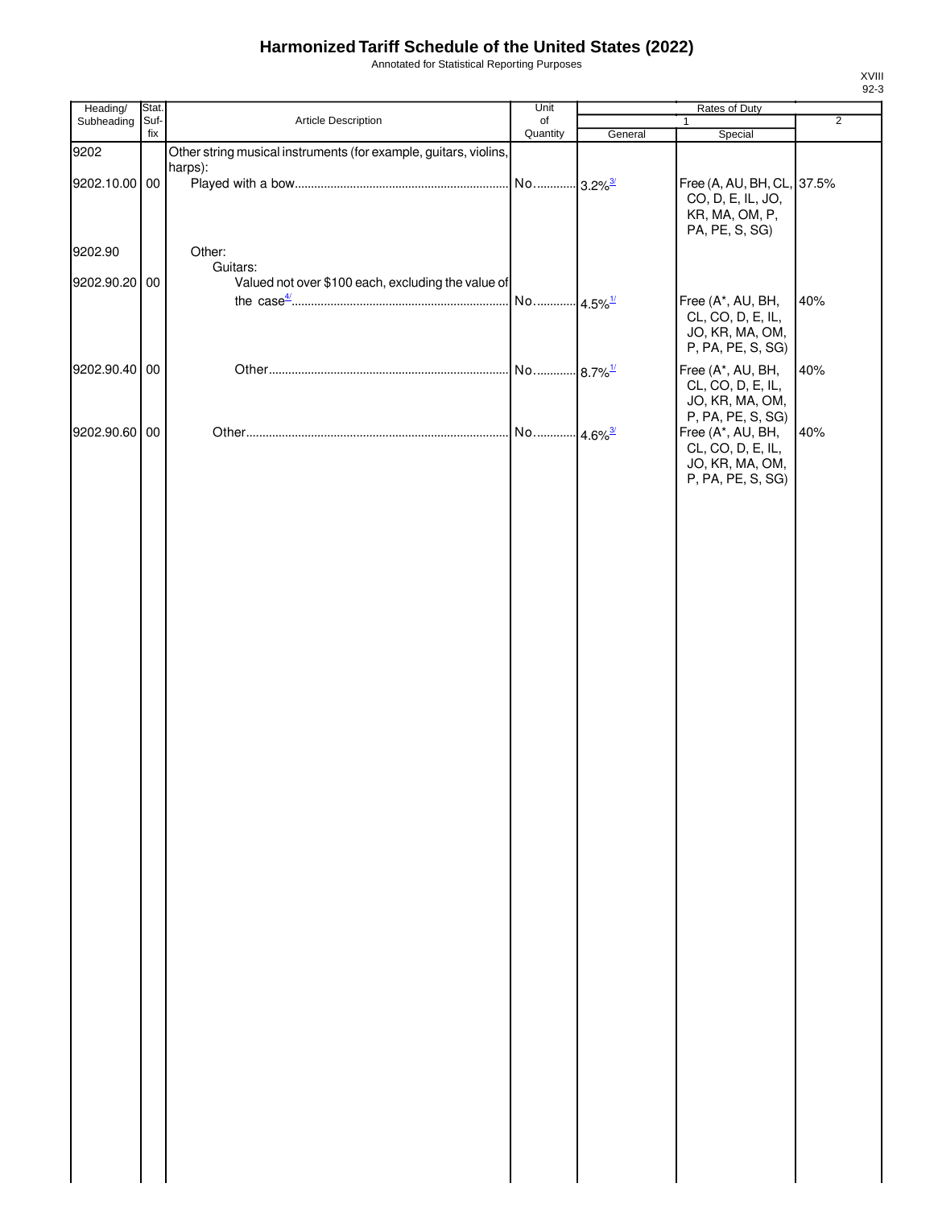# Harmonized Tariff Schedule of the United States (2022)

Annotated for Statistical Reporting Purposes

XVIII
92-3

| Heading/ Subheading | Stat. Suf-fix | Article Description | Unit of Quantity | Rates of Duty 1 General | Special | 2 |
|---|---|---|---|---|---|---|
| 9202 | | Other string musical instruments (for example, guitars, violins, harps): | | | | |
| 9202.10.00 | 00 | Played with a bow | No. | 3.2%[3/] | Free (A, AU, BH, CL, CO, D, E, IL, JO, KR, MA, OM, P, PA, PE, S, SG) | 37.5% |
| 9202.90 | | Other: | | | | |
| | | Guitars: | | | | |
| 9202.90.20 | 00 | Valued not over $100 each, excluding the value of the case[4/] | No. | 4.5%[1/] | Free (A*, AU, BH, CL, CO, D, E, IL, JO, KR, MA, OM, P, PA, PE, S, SG) | 40% |
| 9202.90.40 | 00 | Other | No. | 8.7%[1/] | Free (A*, AU, BH, CL, CO, D, E, IL, JO, KR, MA, OM, P, PA, PE, S, SG) | 40% |
| 9202.90.60 | 00 | Other | No. | 4.6%[3/] | Free (A*, AU, BH, CL, CO, D, E, IL, JO, KR, MA, OM, P, PA, PE, S, SG) | 40% |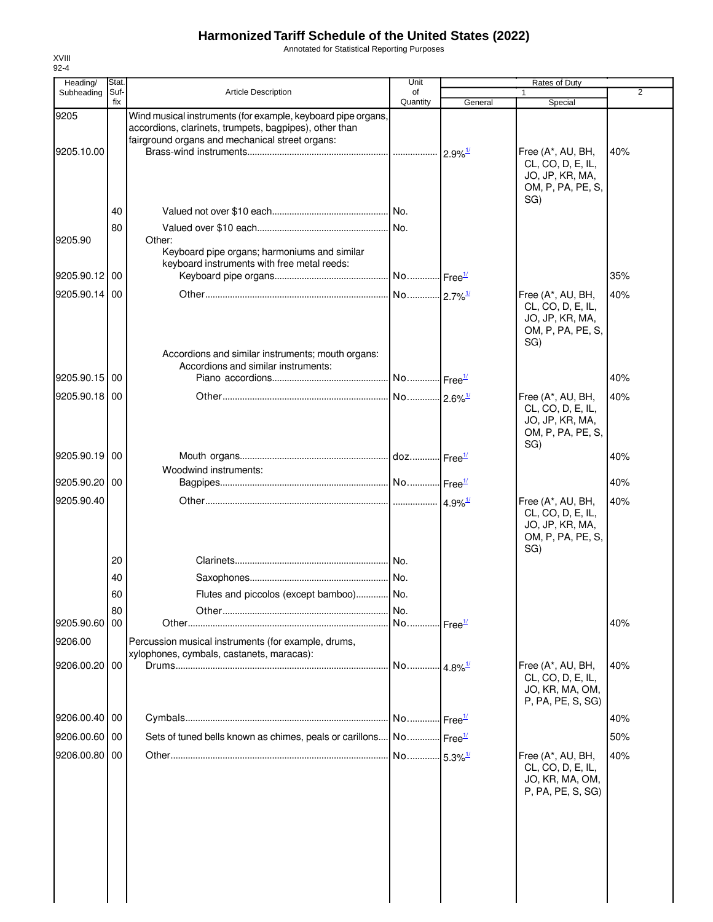# Harmonized Tariff Schedule of the United States (2022)

Annotated for Statistical Reporting Purposes

XVIII
92-4

| Heading/ Subheading | Stat. Suf- fix | Article Description | Unit of Quantity | Rates of Duty 1 General | Rates of Duty 1 Special | Rates of Duty 2 |
|---|---|---|---|---|---|---|
| 9205 | | Wind musical instruments (for example, keyboard pipe organs, accordions, clarinets, trumpets, bagpipes), other than fairground organs and mechanical street organs: | | | | |
| 9205.10.00 | | Brass-wind instruments | | 2.9%[1/] | Free (A*, AU, BH, CL, CO, D, E, IL, JO, JP, KR, MA, OM, P, PA, PE, S, SG) | 40% |
| | 40 | Valued not over $10 each | No. | | | |
| | 80 | Valued over $10 each | No. | | | |
| 9205.90 | | Other: | | | | |
| | | Keyboard pipe organs; harmoniums and similar keyboard instruments with free metal reeds: | | | | |
| 9205.90.12 | 00 | Keyboard pipe organs | No. | Free[1/] | | 35% |
| 9205.90.14 | 00 | Other | No. | 2.7%[1/] | Free (A*, AU, BH, CL, CO, D, E, IL, JO, JP, KR, MA, OM, P, PA, PE, S, SG) | 40% |
| | | Accordions and similar instruments; mouth organs: | | | | |
| | | Accordions and similar instruments: | | | | |
| 9205.90.15 | 00 | Piano accordions | No. | Free[1/] | | 40% |
| 9205.90.18 | 00 | Other | No. | 2.6%[1/] | Free (A*, AU, BH, CL, CO, D, E, IL, JO, JP, KR, MA, OM, P, PA, PE, S, SG) | 40% |
| 9205.90.19 | 00 | Mouth organs | doz. | Free[1/] | | 40% |
| | | Woodwind instruments: | | | | |
| 9205.90.20 | 00 | Bagpipes | No. | Free[1/] | | 40% |
| 9205.90.40 | | Other | | 4.9%[1/] | Free (A*, AU, BH, CL, CO, D, E, IL, JO, JP, KR, MA, OM, P, PA, PE, S, SG) | 40% |
| | 20 | Clarinets | No. | | | |
| | 40 | Saxophones | No. | | | |
| | 60 | Flutes and piccolos (except bamboo) | No. | | | |
| | 80 | Other | No. | | | |
| 9205.90.60 | 00 | Other | No. | Free[1/] | | 40% |
| 9206.00 | | Percussion musical instruments (for example, drums, xylophones, cymbals, castanets, maracas): | | | | |
| 9206.00.20 | 00 | Drums | No. | 4.8%[1/] | Free (A*, AU, BH, CL, CO, D, E, IL, JO, KR, MA, OM, P, PA, PE, S, SG) | 40% |
| 9206.00.40 | 00 | Cymbals | No. | Free[1/] | | 40% |
| 9206.00.60 | 00 | Sets of tuned bells known as chimes, peals or carillons | No. | Free[1/] | | 50% |
| 9206.00.80 | 00 | Other | No. | 5.3%[1/] | Free (A*, AU, BH, CL, CO, D, E, IL, JO, KR, MA, OM, P, PA, PE, S, SG) | 40% |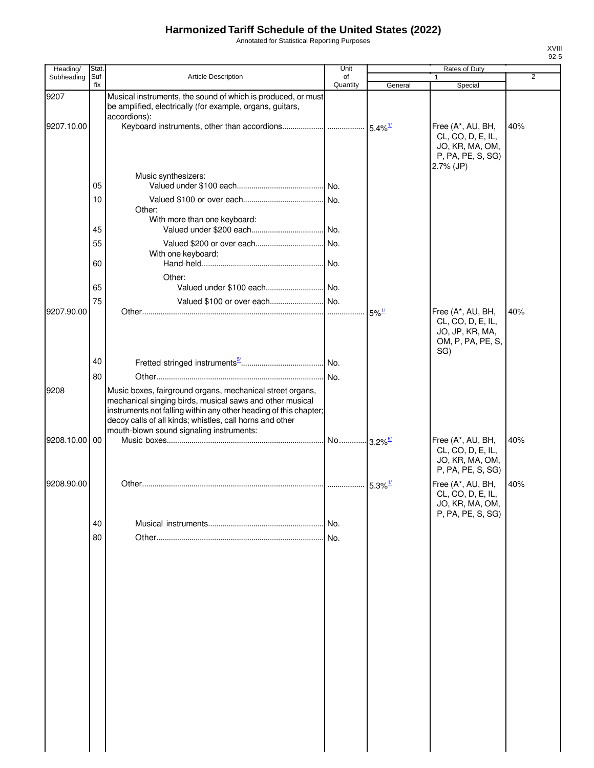# Harmonized Tariff Schedule of the United States (2022)

Annotated for Statistical Reporting Purposes

XVIII
92-5

| Heading/ Subheading | Stat. Suf- fix | Article Description | Unit of Quantity | Rates of Duty 1 General | Rates of Duty 1 Special | Rates of Duty 2 |
|---|---|---|---|---|---|---|
| 9207 | | Musical instruments, the sound of which is produced, or must be amplified, electrically (for example, organs, guitars, accordions): | | | | |
| 9207.10.00 | | Keyboard instruments, other than accordions | | 5.4%[1/] | Free (A*, AU, BH, CL, CO, D, E, IL, JO, KR, MA, OM, P, PA, PE, S, SG) 2.7% (JP) | 40% |
| | | Music synthesizers: | | | | |
| | 05 | Valued under $100 each | No. | | | |
| | 10 | Valued $100 or over each | No. | | | |
| | | Other: | | | | |
| | | With more than one keyboard: | | | | |
| | 45 | Valued under $200 each | No. | | | |
| | 55 | Valued $200 or over each | No. | | | |
| | | With one keyboard: | | | | |
| | 60 | Hand-held | No. | | | |
| | | Other: | | | | |
| | 65 | Valued under $100 each | No. | | | |
| | 75 | Valued $100 or over each | No. | | | |
| 9207.90.00 | | Other | | 5%[1/] | Free (A*, AU, BH, CL, CO, D, E, IL, JO, JP, KR, MA, OM, P, PA, PE, S, SG) | 40% |
| | 40 | Fretted stringed instruments[5/] | No. | | | |
| | 80 | Other | No. | | | |
| 9208 | | Music boxes, fairground organs, mechanical street organs, mechanical singing birds, musical saws and other musical instruments not falling within any other heading of this chapter; decoy calls of all kinds; whistles, call horns and other mouth-blown sound signaling instruments: | | | | |
| 9208.10.00 | 00 | Music boxes | No. | 3.2%[6/] | Free (A*, AU, BH, CL, CO, D, E, IL, JO, KR, MA, OM, P, PA, PE, S, SG) | 40% |
| 9208.90.00 | | Other | | 5.3%[1/] | Free (A*, AU, BH, CL, CO, D, E, IL, JO, KR, MA, OM, P, PA, PE, S, SG) | 40% |
| | 40 | Musical instruments | No. | | | |
| | 80 | Other | No. | | | |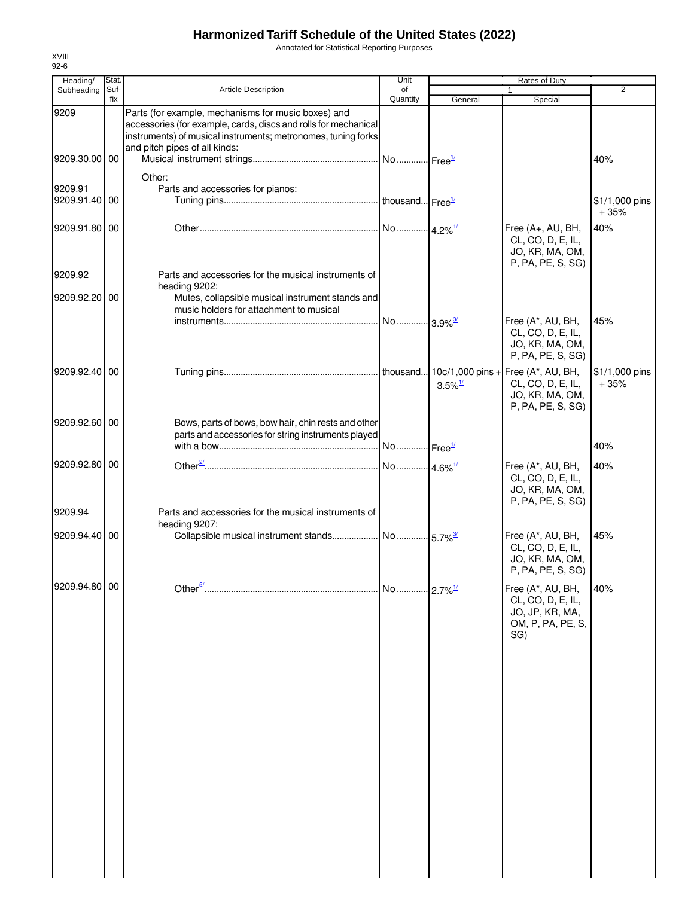# Harmonized Tariff Schedule of the United States (2022)

Annotated for Statistical Reporting Purposes

XVIII
92-6

| Heading/ Subheading | Stat. Suf- fix | Article Description | Unit of Quantity | Rates of Duty 1 General | Special | 2 |
|---|---|---|---|---|---|---|
| 9209 | | Parts (for example, mechanisms for music boxes) and accessories (for example, cards, discs and rolls for mechanical instruments) of musical instruments; metronomes, tuning forks and pitch pipes of all kinds: | | | | |
| 9209.30.00 | 00 | Musical instrument strings | No. | Free[1/] | | 40% |
| | | Other: | | | | |
| 9209.91 | | Parts and accessories for pianos: | | | | |
| 9209.91.40 | 00 | Tuning pins | thousand | Free[1/] | | $1/1,000 pins + 35% |
| 9209.91.80 | 00 | Other | No. | 4.2%[1/] | Free (A+, AU, BH, CL, CO, D, E, IL, JO, KR, MA, OM, P, PA, PE, S, SG) | 40% |
| 9209.92 | | Parts and accessories for the musical instruments of heading 9202: | | | | |
| 9209.92.20 | 00 | Mutes, collapsible musical instrument stands and music holders for attachment to musical instruments | No. | 3.9%[3/] | Free (A*, AU, BH, CL, CO, D, E, IL, JO, KR, MA, OM, P, PA, PE, S, SG) | 45% |
| 9209.92.40 | 00 | Tuning pins | thousand | 10¢/1,000 pins + 3.5%[1/] | Free (A*, AU, BH, CL, CO, D, E, IL, JO, KR, MA, OM, P, PA, PE, S, SG) | $1/1,000 pins + 35% |
| 9209.92.60 | 00 | Bows, parts of bows, bow hair, chin rests and other parts and accessories for string instruments played with a bow | No. | Free[1/] | | 40% |
| 9209.92.80 | 00 | Other[2/] | No. | 4.6%[1/] | Free (A*, AU, BH, CL, CO, D, E, IL, JO, KR, MA, OM, P, PA, PE, S, SG) | 40% |
| 9209.94 | | Parts and accessories for the musical instruments of heading 9207: | | | | |
| 9209.94.40 | 00 | Collapsible musical instrument stands | No. | 5.7%[3/] | Free (A*, AU, BH, CL, CO, D, E, IL, JO, KR, MA, OM, P, PA, PE, S, SG) | 45% |
| 9209.94.80 | 00 | Other[5/] | No. | 2.7%[1/] | Free (A*, AU, BH, CL, CO, D, E, IL, JO, JP, KR, MA, OM, P, PA, PE, S, SG) | 40% |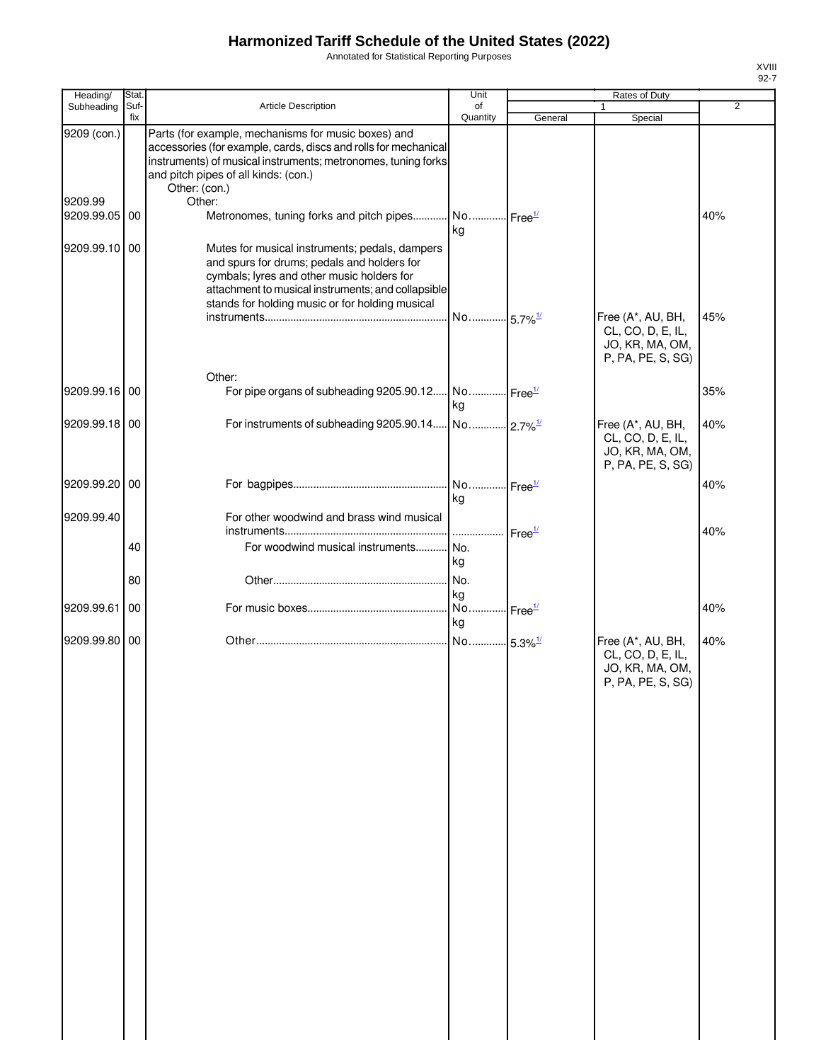# Harmonized Tariff Schedule of the United States (2022)

Annotated for Statistical Reporting Purposes

| Heading/ Subheading | Stat. Suf-fix | Article Description | Unit of Quantity | Rates of Duty 1 General | Rates of Duty 1 Special | Rates of Duty 2 |
|---|---|---|---|---|---|---|
| 9209 (con.) | | Parts (for example, mechanisms for music boxes) and accessories (for example, cards, discs and rolls for mechanical instruments) of musical instruments; metronomes, tuning forks and pitch pipes of all kinds: (con.) | | | | |
| | | Other: (con.) | | | | |
| 9209.99 | | Other: | | | | |
| 9209.99.05 | 00 | Metronomes, tuning forks and pitch pipes | No. kg | Free[1/] | | 40% |
| 9209.99.10 | 00 | Mutes for musical instruments; pedals, dampers and spurs for drums; pedals and holders for cymbals; lyres and other music holders for attachment to musical instruments; and collapsible stands for holding music or for holding musical instruments | No. | 5.7%[1/] | Free (A*, AU, BH, CL, CO, D, E, IL, JO, KR, MA, OM, P, PA, PE, S, SG) | 45% |
| | | Other: | | | | |
| 9209.99.16 | 00 | For pipe organs of subheading 9205.90.12 | No. kg | Free[1/] | | 35% |
| 9209.99.18 | 00 | For instruments of subheading 9205.90.14 | No. | 2.7%[1/] | Free (A*, AU, BH, CL, CO, D, E, IL, JO, KR, MA, OM, P, PA, PE, S, SG) | 40% |
| 9209.99.20 | 00 | For bagpipes | No. kg | Free[1/] | | 40% |
| 9209.99.40 | | For other woodwind and brass wind musical instruments | | Free[1/] | | 40% |
| | 40 | For woodwind musical instruments | No. kg | | | |
| | 80 | Other | No. kg | | | |
| 9209.99.61 | 00 | For music boxes | No. kg | Free[1/] | | 40% |
| 9209.99.80 | 00 | Other | No. | 5.3%[1/] | Free (A*, AU, BH, CL, CO, D, E, IL, JO, KR, MA, OM, P, PA, PE, S, SG) | 40% |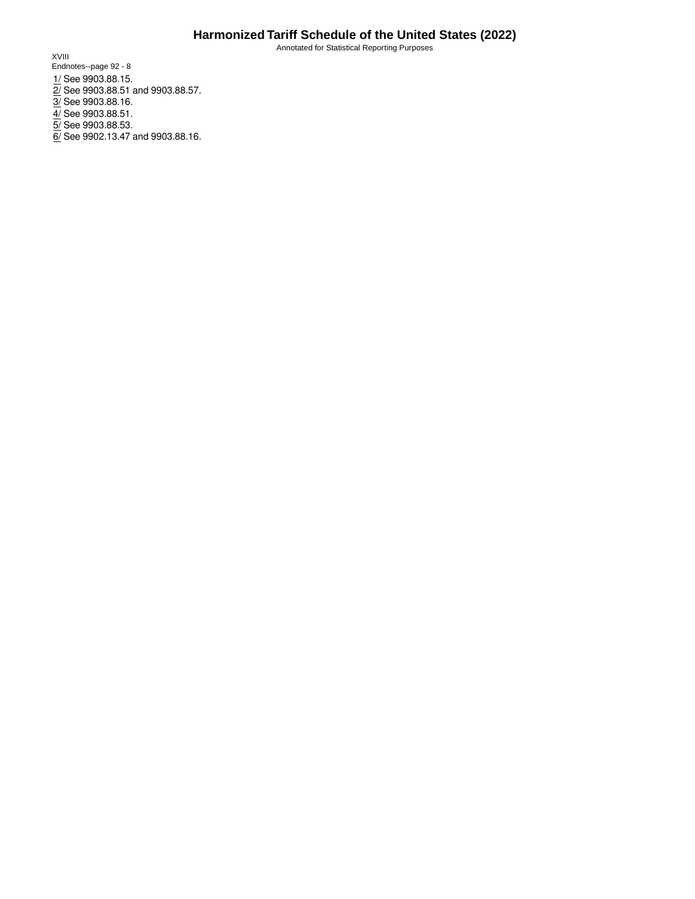XVIII

Endnotes--page 92 - 8

1/ See 9903.88.15.

2/ See 9903.88.51 and 9903.88.57.

3/ See 9903.88.16.

4/ See 9903.88.51.

5/ See 9903.88.53.

6/ See 9902.13.47 and 9903.88.16.